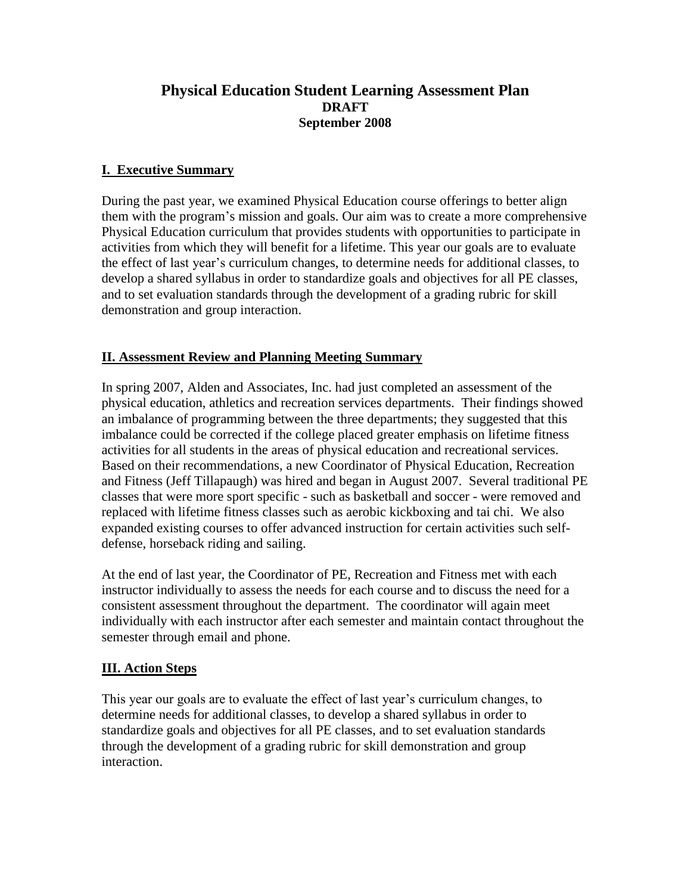# Physical Education Student Learning Assessment Plan

**DRAFT**

**September 2008**

## I. Executive Summary

During the past year, we examined Physical Education course offerings to better align them with the program's mission and goals. Our aim was to create a more comprehensive Physical Education curriculum that provides students with opportunities to participate in activities from which they will benefit for a lifetime. This year our goals are to evaluate the effect of last year's curriculum changes, to determine needs for additional classes, to develop a shared syllabus in order to standardize goals and objectives for all PE classes, and to set evaluation standards through the development of a grading rubric for skill demonstration and group interaction.

## II. Assessment Review and Planning Meeting Summary

In spring 2007, Alden and Associates, Inc. had just completed an assessment of the physical education, athletics and recreation services departments. Their findings showed an imbalance of programming between the three departments; they suggested that this imbalance could be corrected if the college placed greater emphasis on lifetime fitness activities for all students in the areas of physical education and recreational services. Based on their recommendations, a new Coordinator of Physical Education, Recreation and Fitness (Jeff Tillapaugh) was hired and began in August 2007. Several traditional PE classes that were more sport specific - such as basketball and soccer - were removed and replaced with lifetime fitness classes such as aerobic kickboxing and tai chi. We also expanded existing courses to offer advanced instruction for certain activities such self-defense, horseback riding and sailing.

At the end of last year, the Coordinator of PE, Recreation and Fitness met with each instructor individually to assess the needs for each course and to discuss the need for a consistent assessment throughout the department. The coordinator will again meet individually with each instructor after each semester and maintain contact throughout the semester through email and phone.

## III. Action Steps

This year our goals are to evaluate the effect of last year's curriculum changes, to determine needs for additional classes, to develop a shared syllabus in order to standardize goals and objectives for all PE classes, and to set evaluation standards through the development of a grading rubric for skill demonstration and group interaction.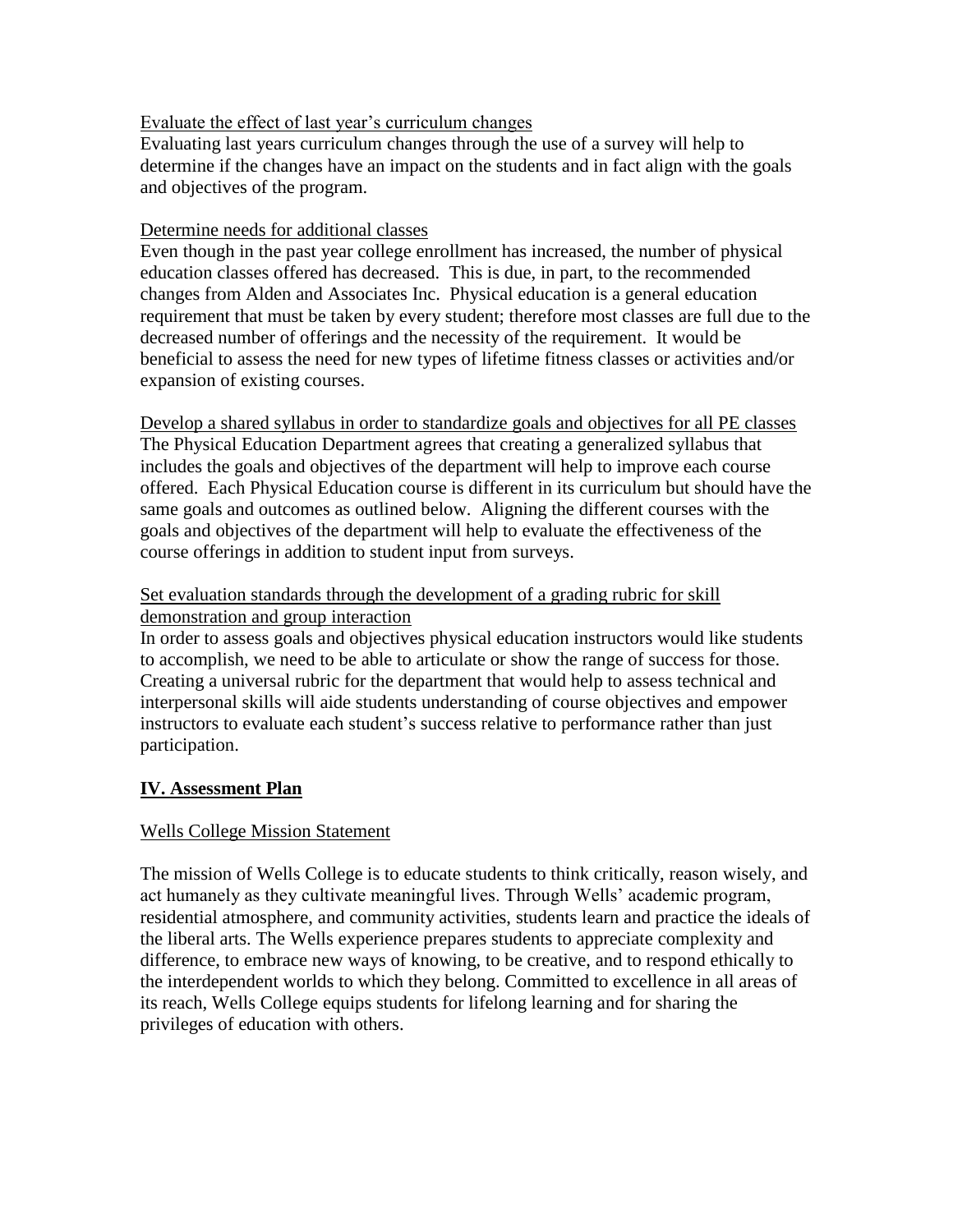Evaluate the effect of last year's curriculum changes

Evaluating last years curriculum changes through the use of a survey will help to determine if the changes have an impact on the students and in fact align with the goals and objectives of the program.

Determine needs for additional classes

Even though in the past year college enrollment has increased, the number of physical education classes offered has decreased. This is due, in part, to the recommended changes from Alden and Associates Inc. Physical education is a general education requirement that must be taken by every student; therefore most classes are full due to the decreased number of offerings and the necessity of the requirement. It would be beneficial to assess the need for new types of lifetime fitness classes or activities and/or expansion of existing courses.

Develop a shared syllabus in order to standardize goals and objectives for all PE classes

The Physical Education Department agrees that creating a generalized syllabus that includes the goals and objectives of the department will help to improve each course offered. Each Physical Education course is different in its curriculum but should have the same goals and outcomes as outlined below. Aligning the different courses with the goals and objectives of the department will help to evaluate the effectiveness of the course offerings in addition to student input from surveys.

Set evaluation standards through the development of a grading rubric for skill demonstration and group interaction

In order to assess goals and objectives physical education instructors would like students to accomplish, we need to be able to articulate or show the range of success for those. Creating a universal rubric for the department that would help to assess technical and interpersonal skills will aide students understanding of course objectives and empower instructors to evaluate each student's success relative to performance rather than just participation.

## IV. Assessment Plan

Wells College Mission Statement

The mission of Wells College is to educate students to think critically, reason wisely, and act humanely as they cultivate meaningful lives. Through Wells' academic program, residential atmosphere, and community activities, students learn and practice the ideals of the liberal arts. The Wells experience prepares students to appreciate complexity and difference, to embrace new ways of knowing, to be creative, and to respond ethically to the interdependent worlds to which they belong. Committed to excellence in all areas of its reach, Wells College equips students for lifelong learning and for sharing the privileges of education with others.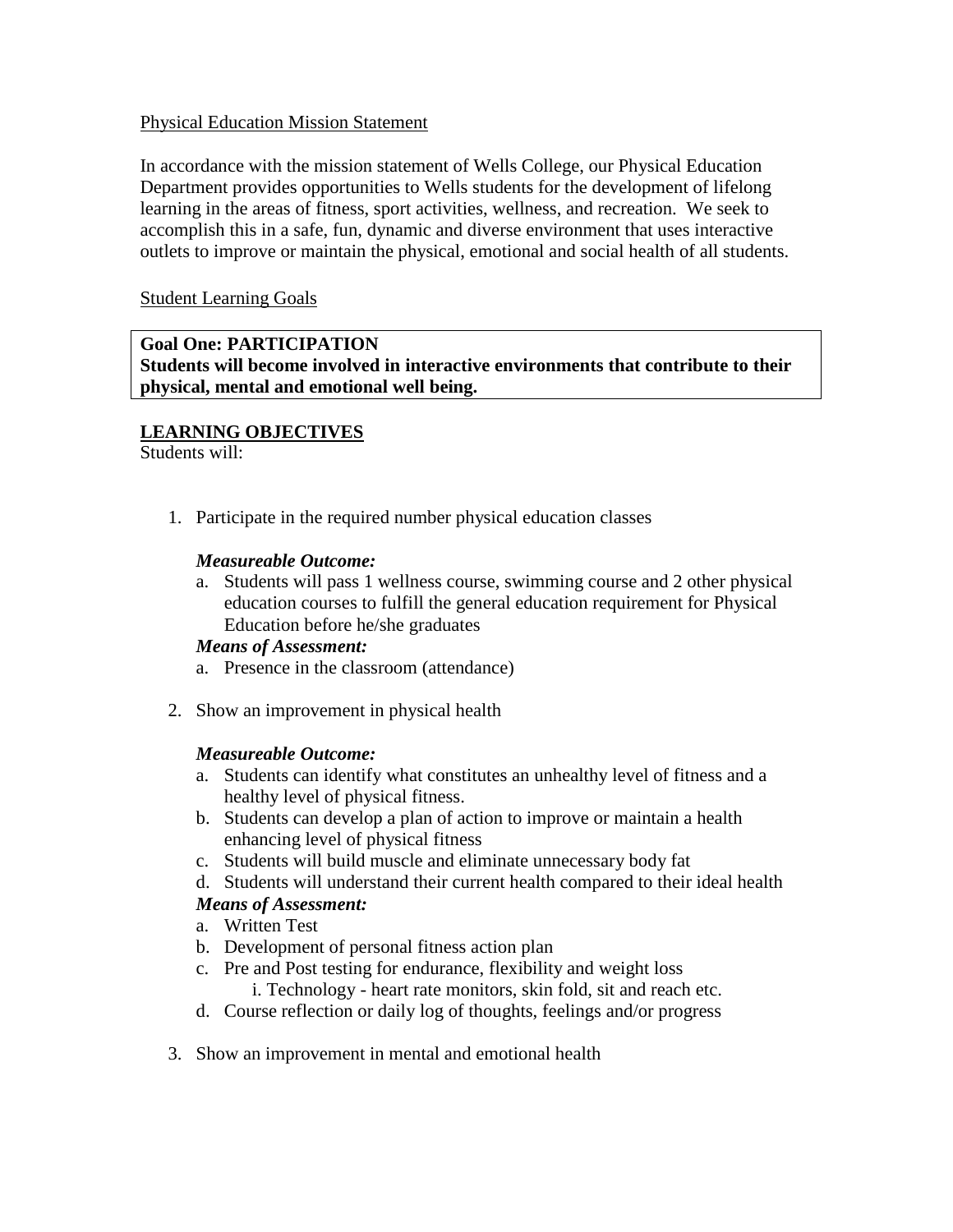<u>Physical Education Mission Statement</u>

In accordance with the mission statement of Wells College, our Physical Education Department provides opportunities to Wells students for the development of lifelong learning in the areas of fitness, sport activities, wellness, and recreation. We seek to accomplish this in a safe, fun, dynamic and diverse environment that uses interactive outlets to improve or maintain the physical, emotional and social health of all students.

<u>Student Learning Goals</u>

**Goal One: PARTICIPATION**
**Students will become involved in interactive environments that contribute to their physical, mental and emotional well being.**

**<u>LEARNING OBJECTIVES</u>**

Students will:

1. Participate in the required number physical education classes

   ***Measureable Outcome:***
   a. Students will pass 1 wellness course, swimming course and 2 other physical education courses to fulfill the general education requirement for Physical Education before he/she graduates

   ***Means of Assessment:***
   a. Presence in the classroom (attendance)

2. Show an improvement in physical health

   ***Measureable Outcome:***
   a. Students can identify what constitutes an unhealthy level of fitness and a healthy level of physical fitness.
   b. Students can develop a plan of action to improve or maintain a health enhancing level of physical fitness
   c. Students will build muscle and eliminate unnecessary body fat
   d. Students will understand their current health compared to their ideal health

   ***Means of Assessment:***
   a. Written Test
   b. Development of personal fitness action plan
   c. Pre and Post testing for endurance, flexibility and weight loss
      i. Technology - heart rate monitors, skin fold, sit and reach etc.
   d. Course reflection or daily log of thoughts, feelings and/or progress

3. Show an improvement in mental and emotional health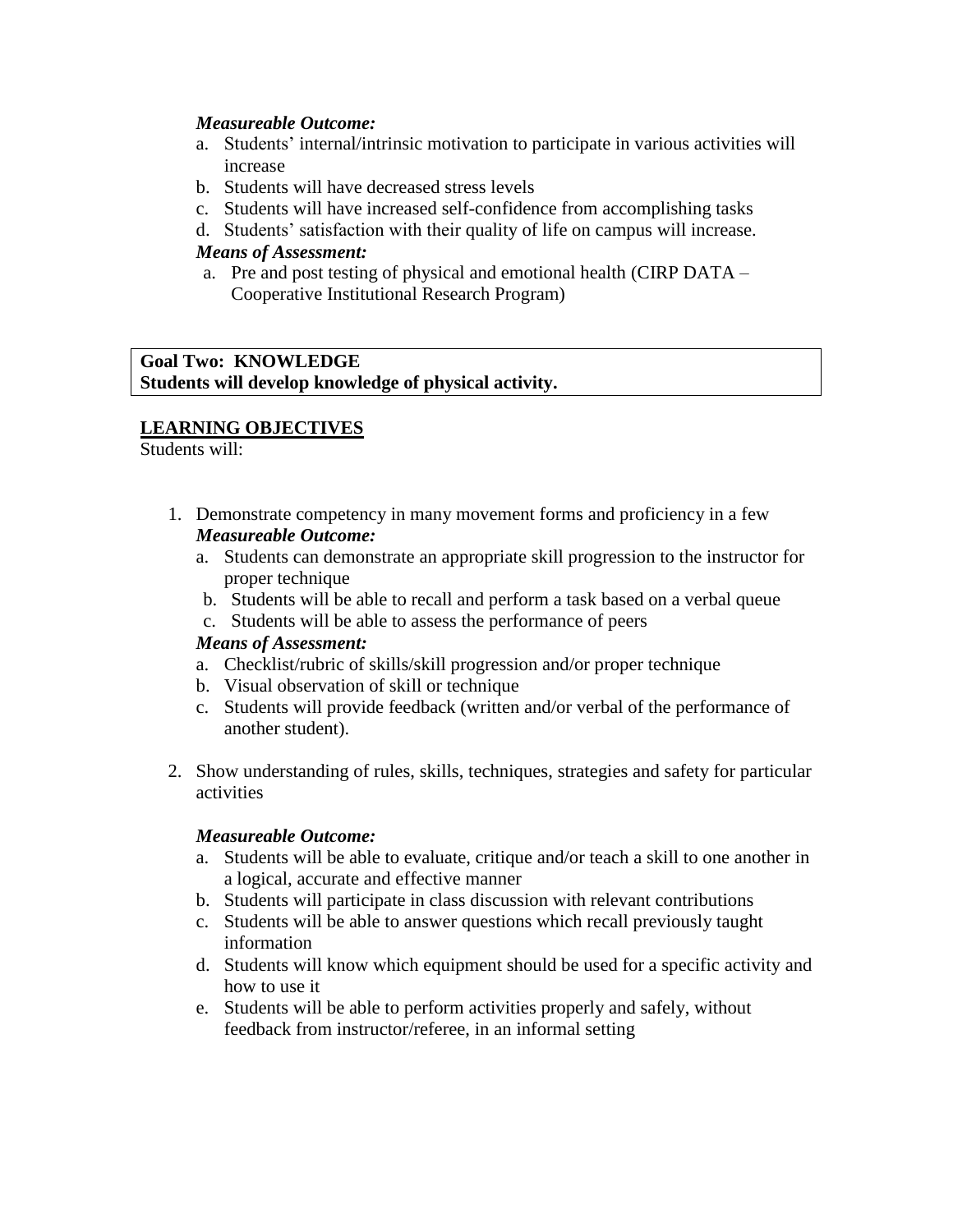*Measureable Outcome:*

a. Students' internal/intrinsic motivation to participate in various activities will increase
b. Students will have decreased stress levels
c. Students will have increased self-confidence from accomplishing tasks
d. Students' satisfaction with their quality of life on campus will increase.

*Means of Assessment:*

a. Pre and post testing of physical and emotional health (CIRP DATA – Cooperative Institutional Research Program)

**Goal Two: KNOWLEDGE**
**Students will develop knowledge of physical activity.**

**LEARNING OBJECTIVES**

Students will:

1. Demonstrate competency in many movement forms and proficiency in a few

   *Measureable Outcome:*

   a. Students can demonstrate an appropriate skill progression to the instructor for proper technique
   b. Students will be able to recall and perform a task based on a verbal queue
   c. Students will be able to assess the performance of peers

   *Means of Assessment:*

   a. Checklist/rubric of skills/skill progression and/or proper technique
   b. Visual observation of skill or technique
   c. Students will provide feedback (written and/or verbal of the performance of another student).

2. Show understanding of rules, skills, techniques, strategies and safety for particular activities

   *Measureable Outcome:*

   a. Students will be able to evaluate, critique and/or teach a skill to one another in a logical, accurate and effective manner
   b. Students will participate in class discussion with relevant contributions
   c. Students will be able to answer questions which recall previously taught information
   d. Students will know which equipment should be used for a specific activity and how to use it
   e. Students will be able to perform activities properly and safely, without feedback from instructor/referee, in an informal setting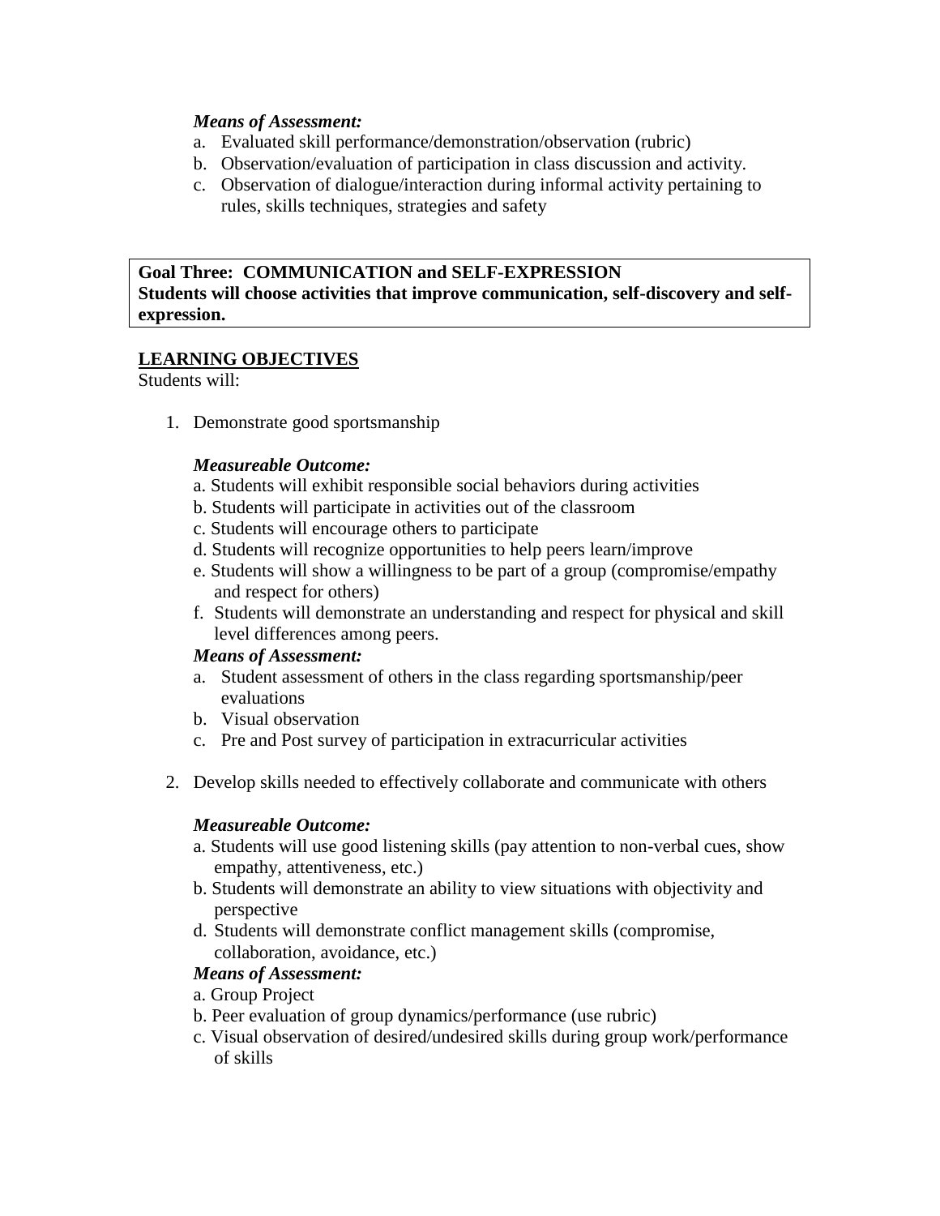*Means of Assessment:*

a. Evaluated skill performance/demonstration/observation (rubric)
b. Observation/evaluation of participation in class discussion and activity.
c. Observation of dialogue/interaction during informal activity pertaining to rules, skills techniques, strategies and safety

**Goal Three: COMMUNICATION and SELF-EXPRESSION**
**Students will choose activities that improve communication, self-discovery and self-expression.**

**<u>LEARNING OBJECTIVES</u>**

Students will:

1. Demonstrate good sportsmanship

   *Measureable Outcome:*

   a. Students will exhibit responsible social behaviors during activities
   b. Students will participate in activities out of the classroom
   c. Students will encourage others to participate
   d. Students will recognize opportunities to help peers learn/improve
   e. Students will show a willingness to be part of a group (compromise/empathy and respect for others)
   f. Students will demonstrate an understanding and respect for physical and skill level differences among peers.

   *Means of Assessment:*

   a. Student assessment of others in the class regarding sportsmanship/peer evaluations
   b. Visual observation
   c. Pre and Post survey of participation in extracurricular activities

2. Develop skills needed to effectively collaborate and communicate with others

   *Measureable Outcome:*

   a. Students will use good listening skills (pay attention to non-verbal cues, show empathy, attentiveness, etc.)
   b. Students will demonstrate an ability to view situations with objectivity and perspective
   d. Students will demonstrate conflict management skills (compromise, collaboration, avoidance, etc.)

   *Means of Assessment:*

   a. Group Project
   b. Peer evaluation of group dynamics/performance (use rubric)
   c. Visual observation of desired/undesired skills during group work/performance of skills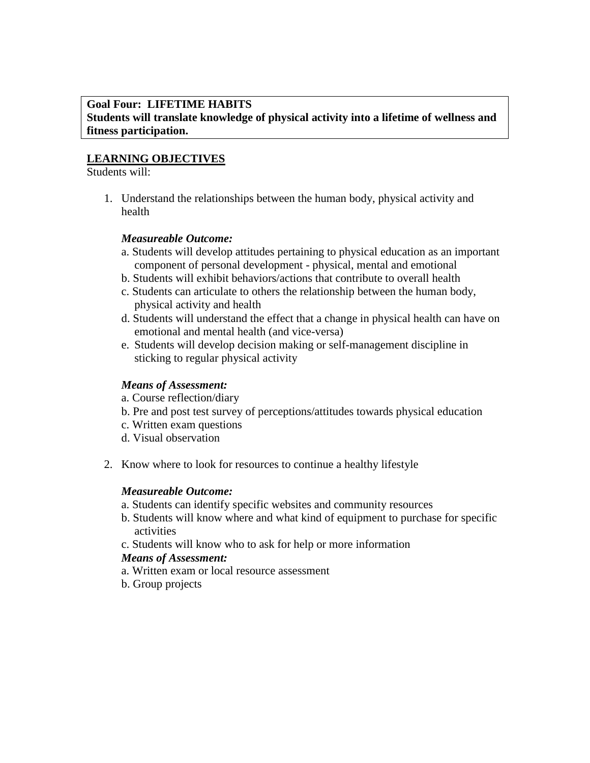**Goal Four: LIFETIME HABITS**
**Students will translate knowledge of physical activity into a lifetime of wellness and fitness participation.**

**LEARNING OBJECTIVES**

Students will:

1. Understand the relationships between the human body, physical activity and health

   ***Measureable Outcome:***
   a. Students will develop attitudes pertaining to physical education as an important component of personal development - physical, mental and emotional
   b. Students will exhibit behaviors/actions that contribute to overall health
   c. Students can articulate to others the relationship between the human body, physical activity and health
   d. Students will understand the effect that a change in physical health can have on emotional and mental health (and vice-versa)
   e. Students will develop decision making or self-management discipline in sticking to regular physical activity

   ***Means of Assessment:***
   a. Course reflection/diary
   b. Pre and post test survey of perceptions/attitudes towards physical education
   c. Written exam questions
   d. Visual observation

2. Know where to look for resources to continue a healthy lifestyle

   ***Measureable Outcome:***
   a. Students can identify specific websites and community resources
   b. Students will know where and what kind of equipment to purchase for specific activities
   c. Students will know who to ask for help or more information

   ***Means of Assessment:***
   a. Written exam or local resource assessment
   b. Group projects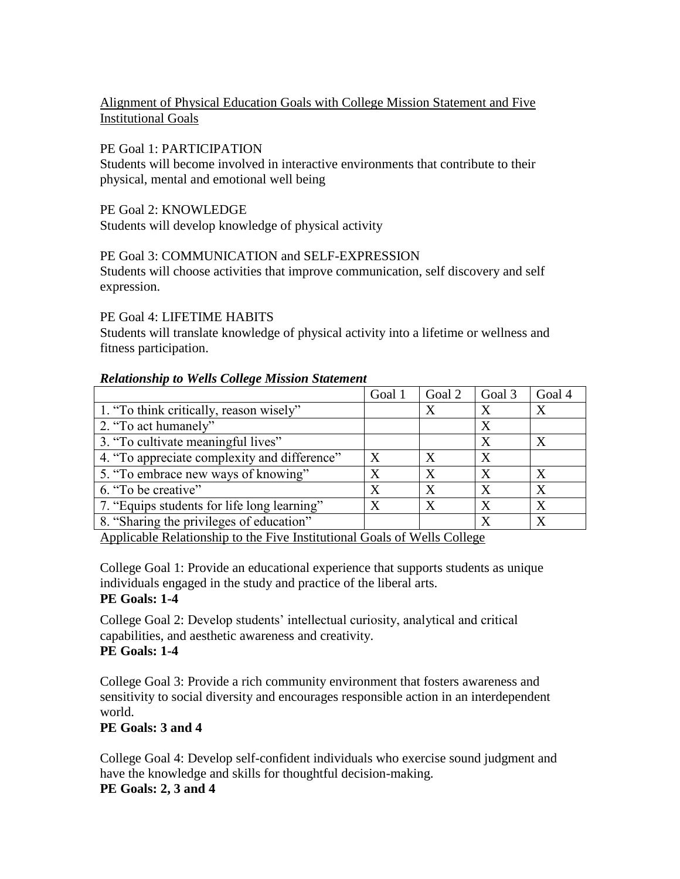Alignment of Physical Education Goals with College Mission Statement and Five Institutional Goals

PE Goal 1: PARTICIPATION
Students will become involved in interactive environments that contribute to their physical, mental and emotional well being

PE Goal 2: KNOWLEDGE
Students will develop knowledge of physical activity

PE Goal 3: COMMUNICATION and SELF-EXPRESSION
Students will choose activities that improve communication, self discovery and self expression.

PE Goal 4: LIFETIME HABITS
Students will translate knowledge of physical activity into a lifetime or wellness and fitness participation.

***Relationship to Wells College Mission Statement***

| | Goal 1 | Goal 2 | Goal 3 | Goal 4 |
|---|---|---|---|---|
| 1. "To think critically, reason wisely" | | X | X | X |
| 2. "To act humanely" | | | X | |
| 3. "To cultivate meaningful lives" | | | X | X |
| 4. "To appreciate complexity and difference" | X | X | X | |
| 5. "To embrace new ways of knowing" | X | X | X | X |
| 6. "To be creative" | X | X | X | X |
| 7. "Equips students for life long learning" | X | X | X | X |
| 8. "Sharing the privileges of education" | | | X | X |

Applicable Relationship to the Five Institutional Goals of Wells College

College Goal 1: Provide an educational experience that supports students as unique individuals engaged in the study and practice of the liberal arts.
**PE Goals: 1-4**

College Goal 2: Develop students' intellectual curiosity, analytical and critical capabilities, and aesthetic awareness and creativity.
**PE Goals: 1-4**

College Goal 3: Provide a rich community environment that fosters awareness and sensitivity to social diversity and encourages responsible action in an interdependent world.
**PE Goals: 3 and 4**

College Goal 4: Develop self-confident individuals who exercise sound judgment and have the knowledge and skills for thoughtful decision-making.
**PE Goals: 2, 3 and 4**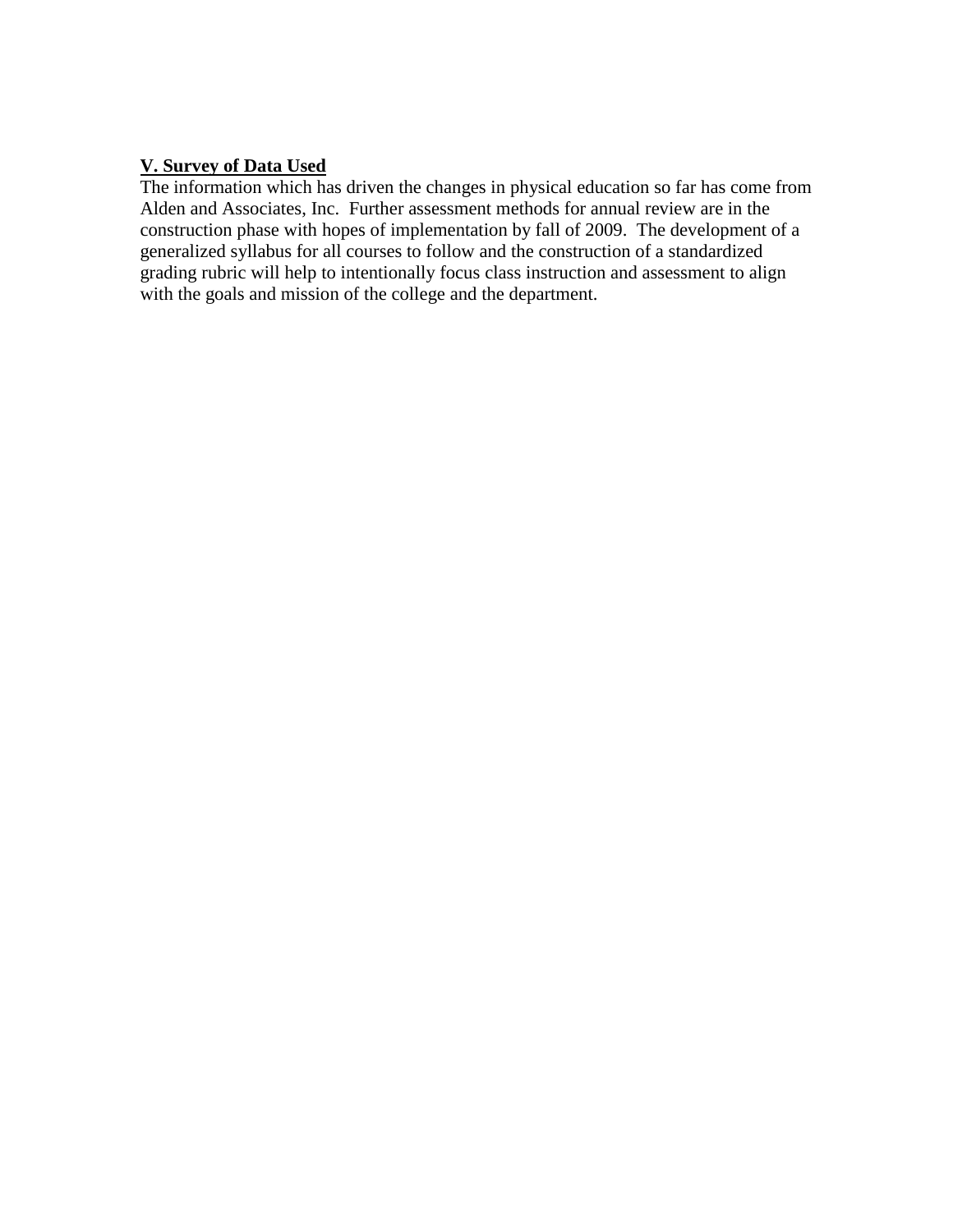**V. Survey of Data Used**

The information which has driven the changes in physical education so far has come from Alden and Associates, Inc. Further assessment methods for annual review are in the construction phase with hopes of implementation by fall of 2009. The development of a generalized syllabus for all courses to follow and the construction of a standardized grading rubric will help to intentionally focus class instruction and assessment to align with the goals and mission of the college and the department.